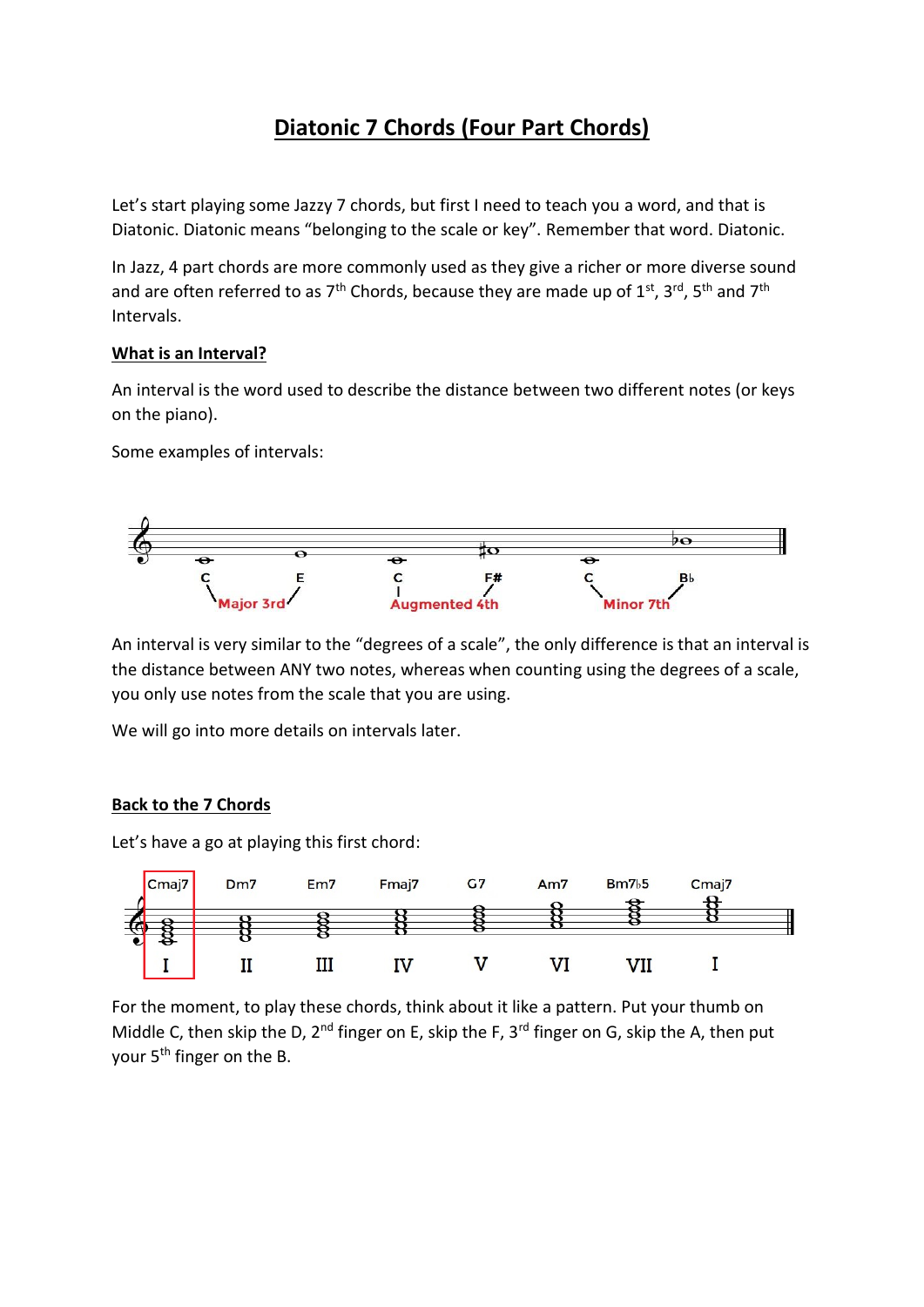# Diatonic 7 Chords (Four Part Chords)

Let's start playing some Jazzy 7 chords, but first I need to teach you a word, and that is Diatonic. Diatonic means "belonging to the scale or key". Remember that word. Diatonic.

In Jazz, 4 part chords are more commonly used as they give a richer or more diverse sound and are often referred to as 7th Chords, because they are made up of 1st, 3rd, 5th and 7th Intervals.

**What is an Interval?**

An interval is the word used to describe the distance between two different notes (or keys on the piano).

Some examples of intervals:

C – E: Major 3rd

C – F#: Augmented 4th

C – B♭: Minor 7th

An interval is very similar to the "degrees of a scale", the only difference is that an interval is the distance between ANY two notes, whereas when counting using the degrees of a scale, you only use notes from the scale that you are using.

We will go into more details on intervals later.

**Back to the 7 Chords**

Let's have a go at playing this first chord:

| Cmaj7 | Dm7 | Em7 | Fmaj7 | G7 | Am7 | Bm7♭5 | Cmaj7 |
|---|---|---|---|---|---|---|---|
| I | II | III | IV | V | VI | VII | I |

For the moment, to play these chords, think about it like a pattern. Put your thumb on Middle C, then skip the D, 2nd finger on E, skip the F, 3rd finger on G, skip the A, then put your 5th finger on the B.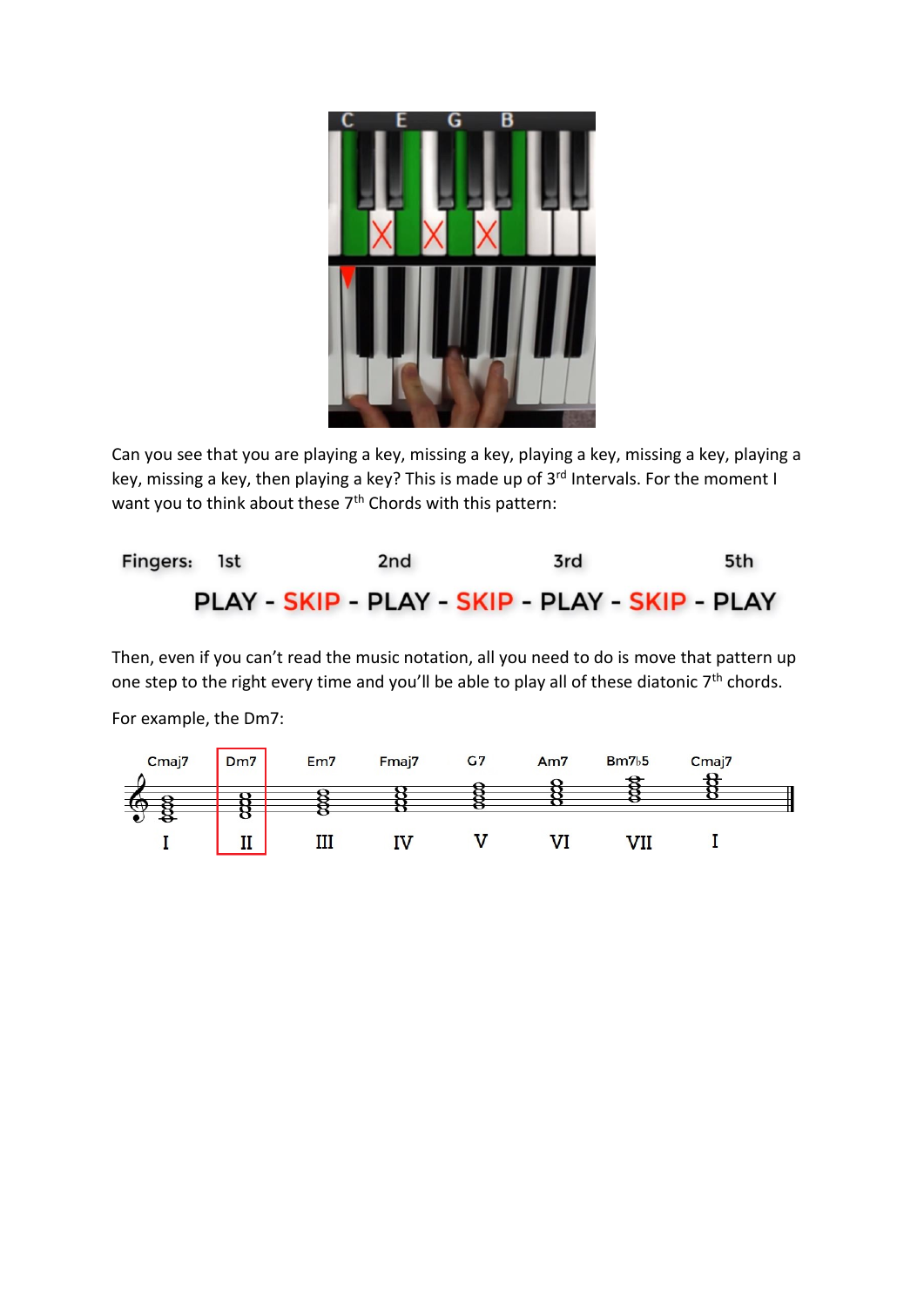Can you see that you are playing a key, missing a key, playing a key, missing a key, playing a key, missing a key, then playing a key? This is made up of 3rd Intervals. For the moment I want you to think about these 7th Chords with this pattern:

Fingers: 1st 2nd 3rd 5th

PLAY - SKIP - PLAY - SKIP - PLAY - SKIP - PLAY

Then, even if you can't read the music notation, all you need to do is move that pattern up one step to the right every time and you'll be able to play all of these diatonic 7th chords.

For example, the Dm7: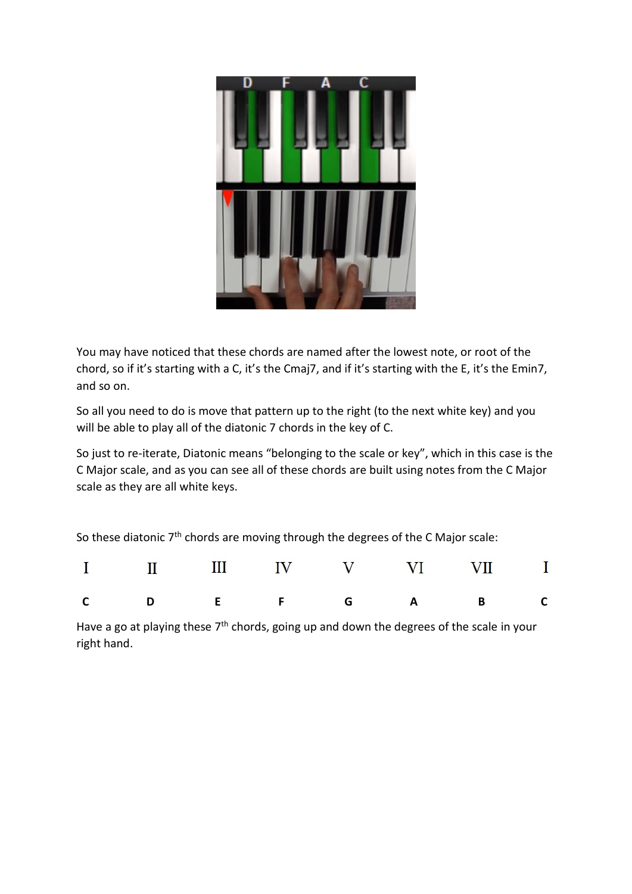You may have noticed that these chords are named after the lowest note, or root of the chord, so if it's starting with a C, it's the Cmaj7, and if it's starting with the E, it's the Emin7, and so on.

So all you need to do is move that pattern up to the right (to the next white key) and you will be able to play all of the diatonic 7 chords in the key of C.

So just to re-iterate, Diatonic means "belonging to the scale or key", which in this case is the C Major scale, and as you can see all of these chords are built using notes from the C Major scale as they are all white keys.

So these diatonic 7th chords are moving through the degrees of the C Major scale:

| | | | | | | | |
|---|---|---|---|---|---|---|---|
| I | II | III | IV | V | VI | VII | I |
| **C** | **D** | **E** | **F** | **G** | **A** | **B** | **C** |

Have a go at playing these 7th chords, going up and down the degrees of the scale in your right hand.